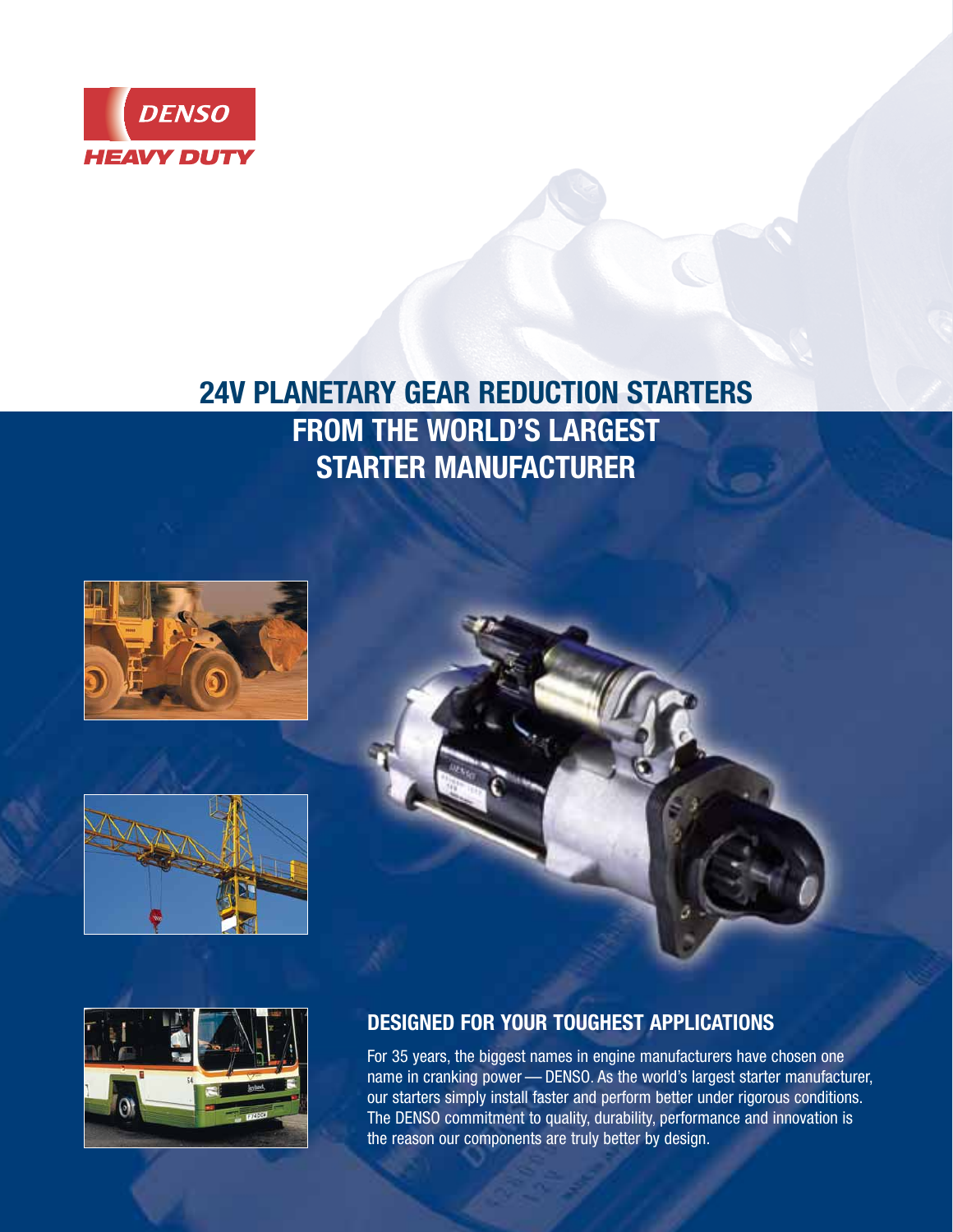DENSO
HEAVY DUTY

# 24V PLANETARY GEAR REDUCTION STARTERS FROM THE WORLD'S LARGEST STARTER MANUFACTURER

## DESIGNED FOR YOUR TOUGHEST APPLICATIONS

For 35 years, the biggest names in engine manufacturers have chosen one name in cranking power — DENSO. As the world's largest starter manufacturer, our starters simply install faster and perform better under rigorous conditions. The DENSO commitment to quality, durability, performance and innovation is the reason our components are truly better by design.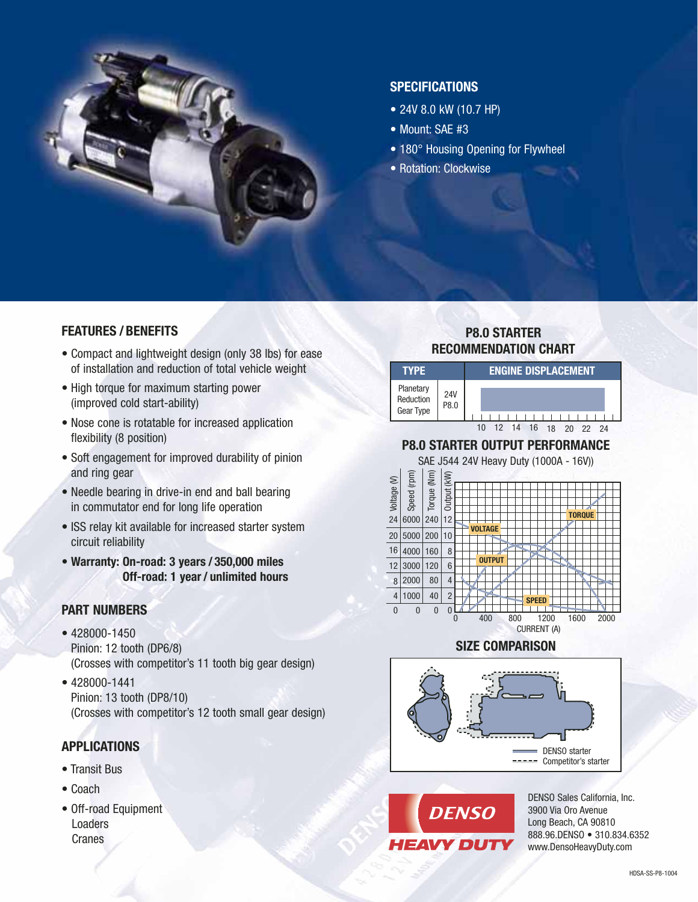## SPECIFICATIONS

- 24V 8.0 kW (10.7 HP)
- Mount: SAE #3
- 180° Housing Opening for Flywheel
- Rotation: Clockwise

## FEATURES / BENEFITS

- Compact and lightweight design (only 38 lbs) for ease of installation and reduction of total vehicle weight
- High torque for maximum starting power (improved cold start-ability)
- Nose cone is rotatable for increased application flexibility (8 position)
- Soft engagement for improved durability of pinion and ring gear
- Needle bearing in drive-in end and ball bearing in commutator end for long life operation
- ISS relay kit available for increased starter system circuit reliability
- **Warranty: On-road: 3 years / 350,000 miles**
  **Off-road: 1 year / unlimited hours**

## PART NUMBERS

- 428000-1450
  Pinion: 12 tooth (DP6/8)
  (Crosses with competitor's 11 tooth big gear design)
- 428000-1441
  Pinion: 13 tooth (DP8/10)
  (Crosses with competitor's 12 tooth small gear design)

## APPLICATIONS

- Transit Bus
- Coach
- Off-road Equipment
  Loaders
  Cranes

## P8.0 STARTER RECOMMENDATION CHART

TYPE | ENGINE DISPLACEMENT

Planetary Reduction Gear Type | 24V P8.0

10 12 14 16 18 20 22 24

## P8.0 STARTER OUTPUT PERFORMANCE

SAE J544 24V Heavy Duty (1000A - 16V))

Voltage (V) | Speed (rpm) | Torque (Nm) | Output (kW)

24 6000 240 12

20 5000 200 10

16 4000 160 8

12 3000 120 6

8 2000 80 4

4 1000 40 2

0 0 0 0

TORQUE

VOLTAGE

OUTPUT

SPEED

0 400 800 1200 1600 2000

CURRENT (A)

## SIZE COMPARISON

DENSO starter

Competitor's starter

DENSO HEAVY DUTY

DENSO Sales California, Inc.
3900 Via Oro Avenue
Long Beach, CA 90810
888.96.DENSO • 310.834.6352
www.DensoHeavyDuty.com

HDSA-SS-P8-1004